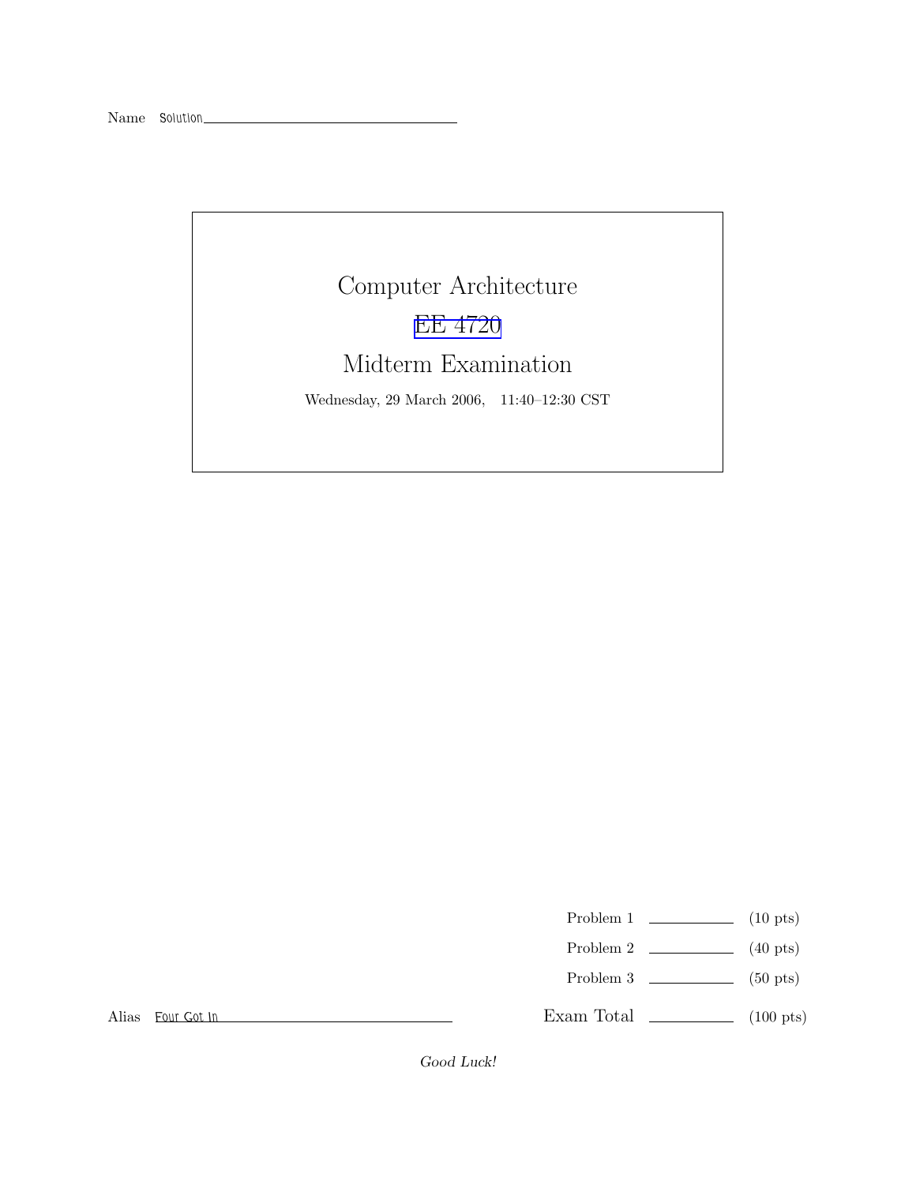Name Solution

# Computer Architecture

# EE 4720

# Midterm Examination

Wednesday, 29 March 2006, 11:40–12:30 CST

| | | |
|---|---|---|
| Problem 1 | | (10 pts) |
| Problem 2 | | (40 pts) |
| Problem 3 | | (50 pts) |
| Exam Total | | (100 pts) |

Alias Four Got In

*Good Luck!*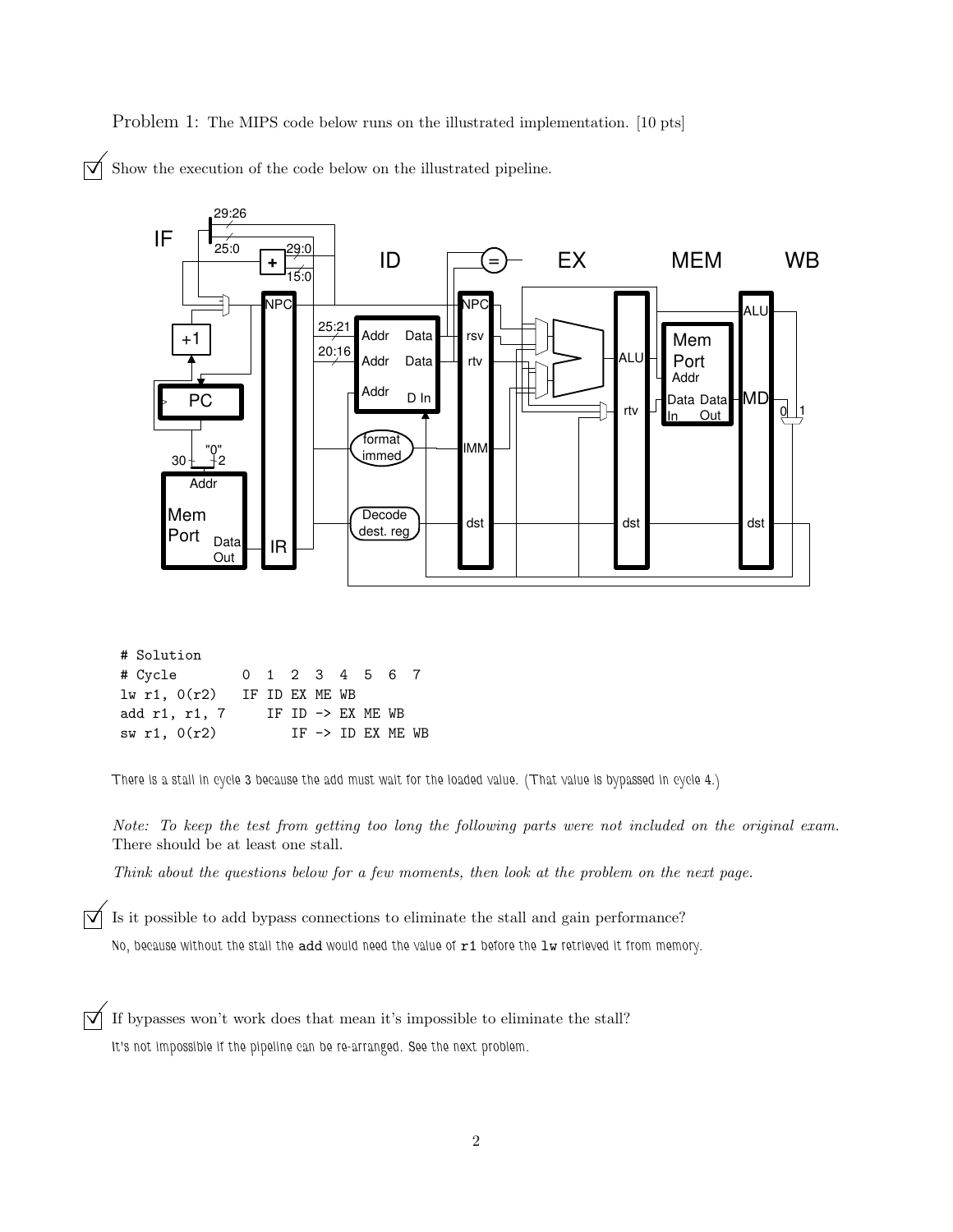Problem 1: The MIPS code below runs on the illustrated implementation. [10 pts]

☑ Show the execution of the code below on the illustrated pipeline.

```
# Solution
# Cycle        0  1  2  3  4  5  6  7
lw r1, 0(r2)   IF ID EX ME WB
add r1, r1, 7     IF ID -> EX ME WB
sw r1, 0(r2)         IF -> ID EX ME WB
```

There is a stall in cycle 3 because the add must wait for the loaded value. (That value is bypassed in cycle 4.)

*Note: To keep the test from getting too long the following parts were not included on the original exam.* There should be at least one stall.

*Think about the questions below for a few moments, then look at the problem on the next page.*

☑ Is it possible to add bypass connections to eliminate the stall and gain performance?

No, because without the stall the `add` would need the value of `r1` before the `lw` retrieved it from memory.

☑ If bypasses won't work does that mean it's impossible to eliminate the stall?

It's not impossible if the pipeline can be re-arranged. See the next problem.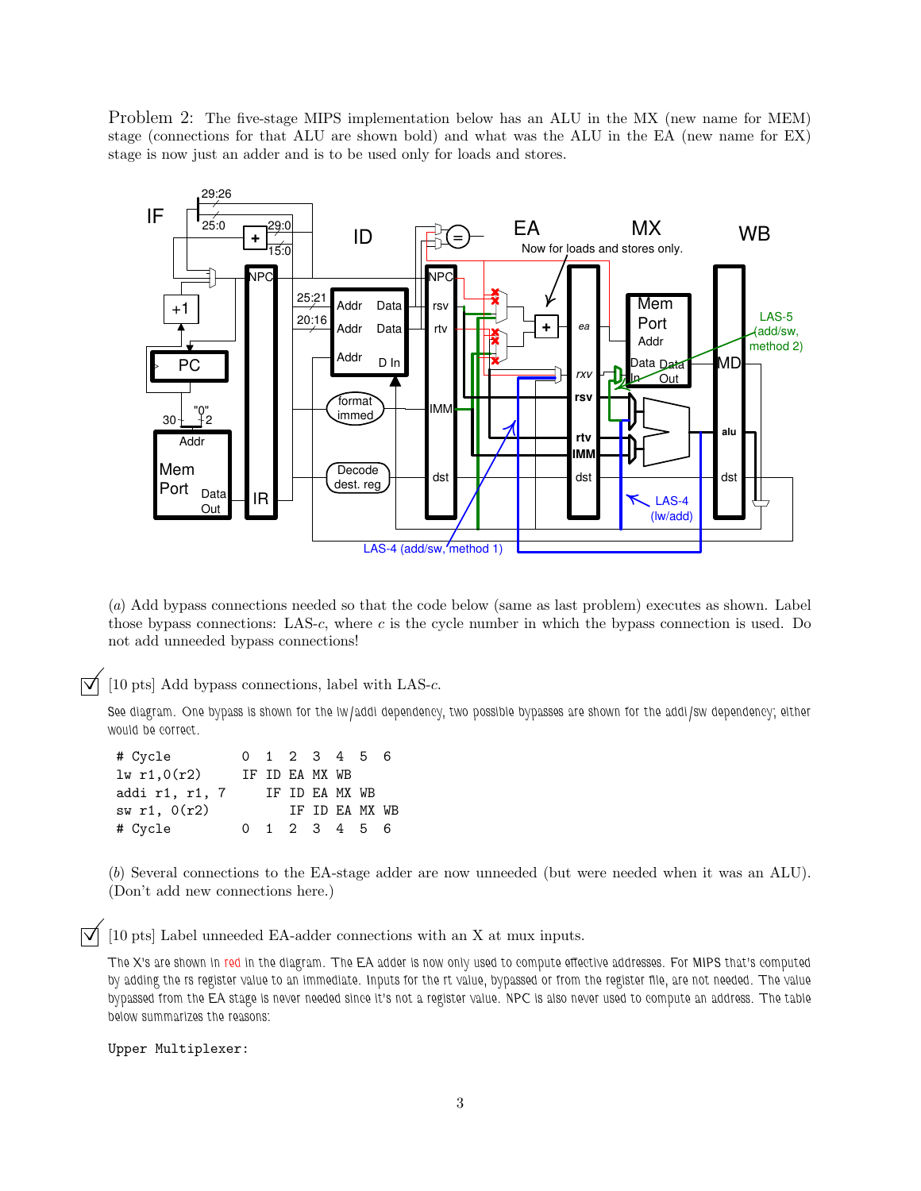Problem 2: The five-stage MIPS implementation below has an ALU in the MX (new name for MEM) stage (connections for that ALU are shown bold) and what was the ALU in the EA (new name for EX) stage is now just an adder and is to be used only for loads and stores.

(*a*) Add bypass connections needed so that the code below (same as last problem) executes as shown. Label those bypass connections: LAS-*c*, where *c* is the cycle number in which the bypass connection is used. Do not add unneeded bypass connections!

☑ [10 pts] Add bypass connections, label with LAS-*c*.

See diagram. One bypass is shown for the lw/addi dependency, two possible bypasses are shown for the addi/sw dependency; either would be correct.

```
# Cycle          0  1  2  3  4  5  6
lw r1,0(r2)      IF ID EA MX WB
addi r1, r1, 7      IF ID EA MX WB
sw r1, 0(r2)           IF ID EA MX WB
# Cycle          0  1  2  3  4  5  6
```

(*b*) Several connections to the EA-stage adder are now unneeded (but were needed when it was an ALU). (Don't add new connections here.)

☑ [10 pts] Label unneeded EA-adder connections with an X at mux inputs.

The X's are shown in red in the diagram. The EA adder is now only used to compute effective addresses. For MIPS that's computed by adding the rs register value to an immediate. Inputs for the rt value, bypassed or from the register file, are not needed. The value bypassed from the EA stage is never needed since it's not a register value. NPC is also never used to compute an address. The table below summarizes the reasons:

```
Upper Multiplexer:
```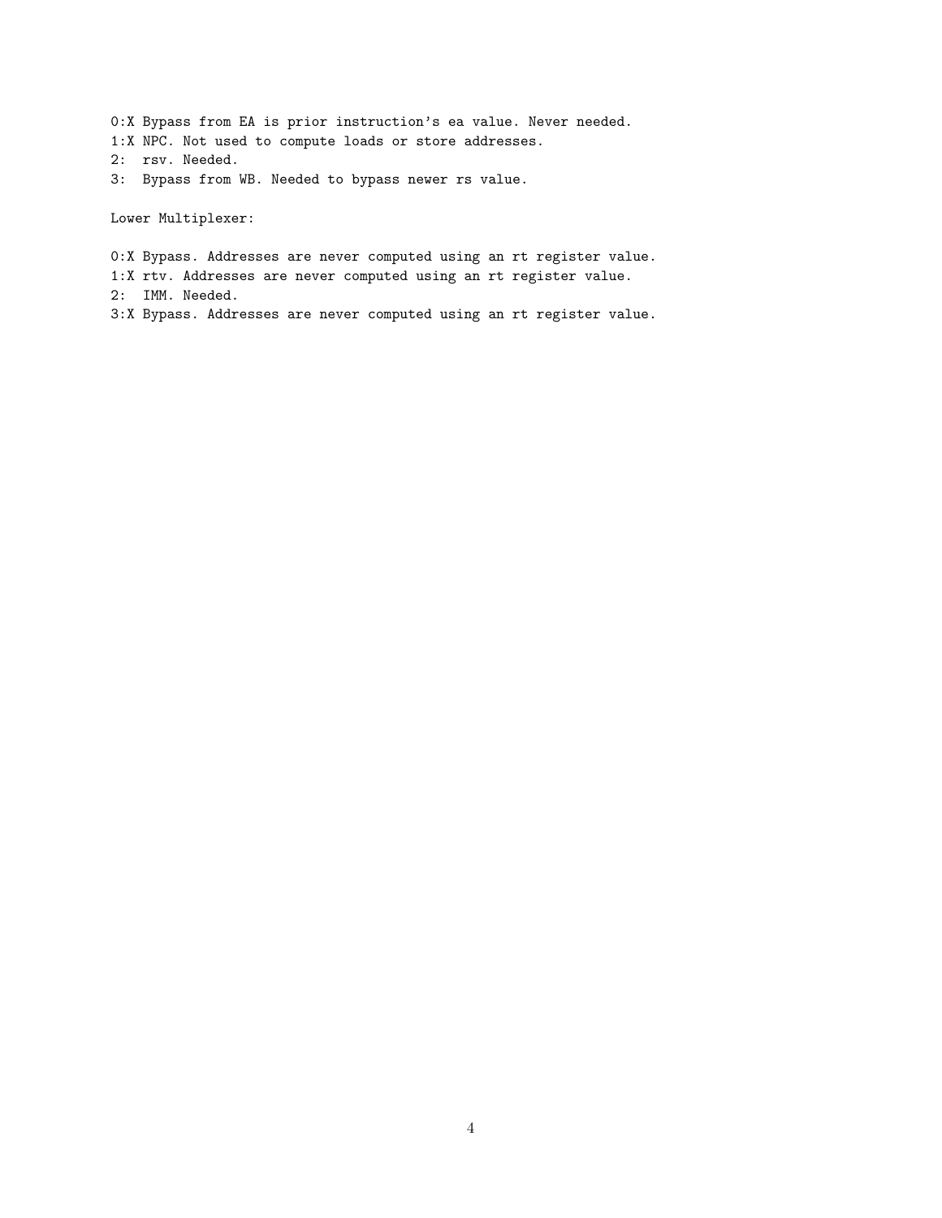```
0:X Bypass from EA is prior instruction's ea value. Never needed.
1:X NPC. Not used to compute loads or store addresses.
2:  rsv. Needed.
3:  Bypass from WB. Needed to bypass newer rs value.
```

Lower Multiplexer:

```
0:X Bypass. Addresses are never computed using an rt register value.
1:X rtv. Addresses are never computed using an rt register value.
2:  IMM. Needed.
3:X Bypass. Addresses are never computed using an rt register value.
```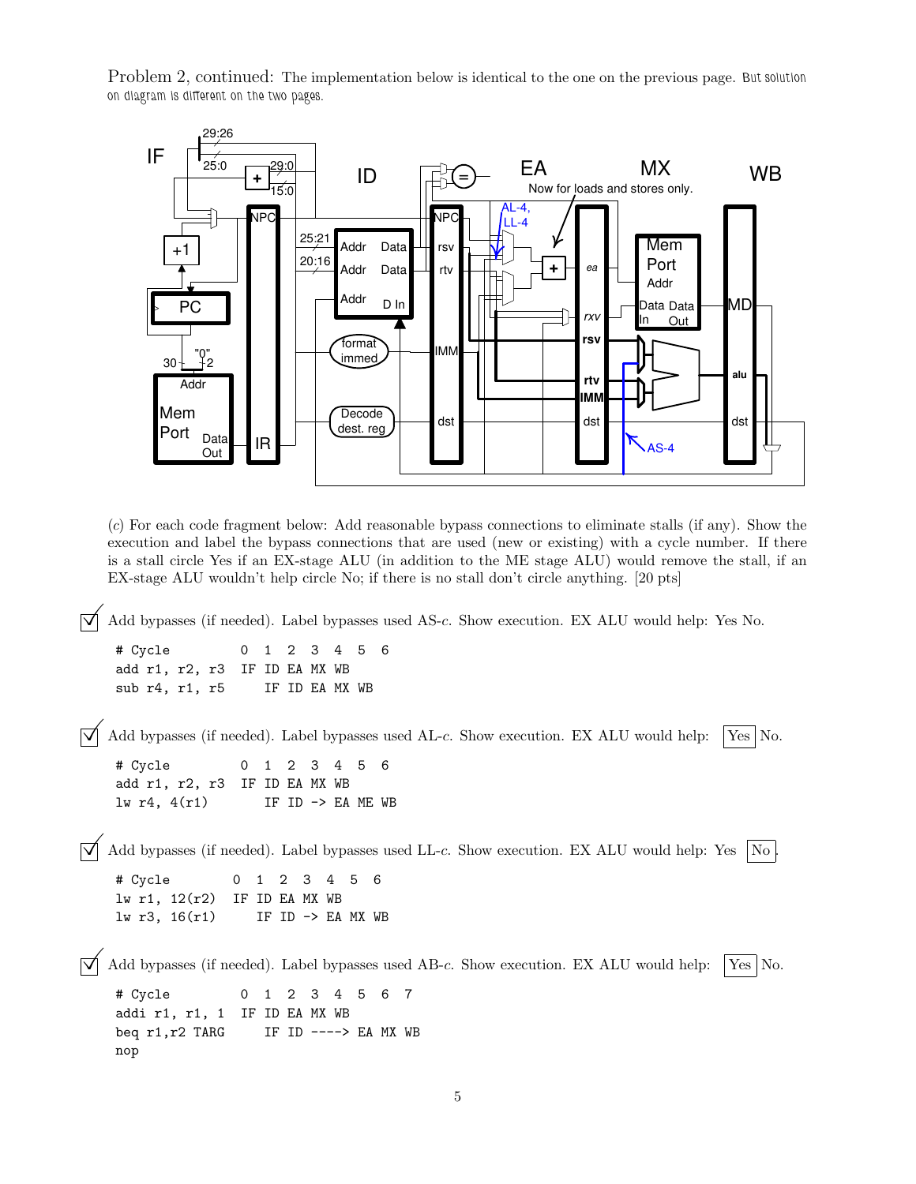Problem 2, continued: The implementation below is identical to the one on the previous page. But solution on diagram is different on the two pages.

(c) For each code fragment below: Add reasonable bypass connections to eliminate stalls (if any). Show the execution and label the bypass connections that are used (new or existing) with a cycle number. If there is a stall circle Yes if an EX-stage ALU (in addition to the ME stage ALU) would remove the stall, if an EX-stage ALU wouldn't help circle No; if there is no stall don't circle anything. [20 pts]

☑ Add bypasses (if needed). Label bypasses used AS-*c*. Show execution. EX ALU would help: Yes No.

```
# Cycle         0  1  2  3  4  5  6
add r1, r2, r3  IF ID EA MX WB
sub r4, r1, r5     IF ID EA MX WB
```

☑ Add bypasses (if needed). Label bypasses used AL-*c*. Show execution. EX ALU would help: **[Yes]** No.

```
# Cycle         0  1  2  3  4  5  6
add r1, r2, r3  IF ID EA MX WB
lw r4, 4(r1)       IF ID -> EA ME WB
```

☑ Add bypasses (if needed). Label bypasses used LL-*c*. Show execution. EX ALU would help: Yes **[No]**.

```
# Cycle         0  1  2  3  4  5  6
lw r1, 12(r2)   IF ID EA MX WB
lw r3, 16(r1)      IF ID -> EA MX WB
```

☑ Add bypasses (if needed). Label bypasses used AB-*c*. Show execution. EX ALU would help: **[Yes]** No.

```
# Cycle         0  1  2  3  4  5  6  7
addi r1, r1, 1  IF ID EA MX WB
beq r1,r2 TARG     IF ID ----> EA MX WB
nop
```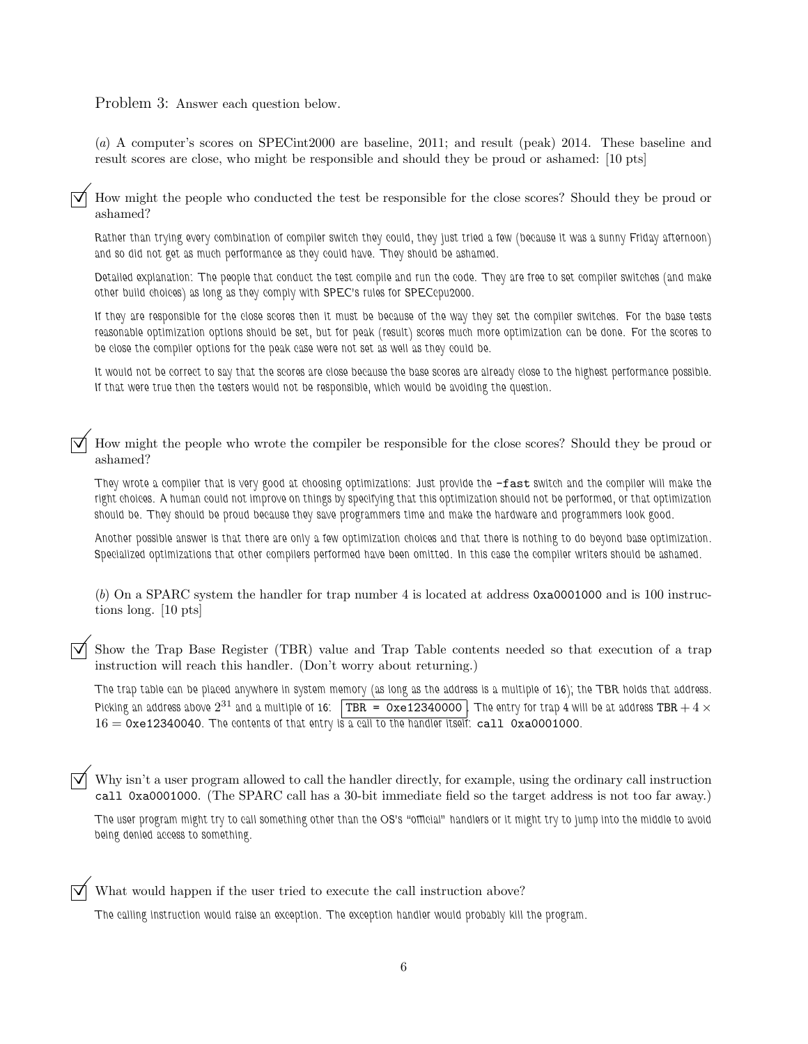Problem 3: Answer each question below.

(*a*) A computer's scores on SPECint2000 are baseline, 2011; and result (peak) 2014. These baseline and result scores are close, who might be responsible and should they be proud or ashamed: [10 pts]

☑ How might the people who conducted the test be responsible for the close scores? Should they be proud or ashamed?

*Rather than trying every combination of compiler switch they could, they just tried a few (because it was a sunny Friday afternoon) and so did not get as much performance as they could have. They should be ashamed.*

*Detailed explanation: The people that conduct the test compile and run the code. They are free to set compiler switches (and make other build choices) as long as they comply with SPEC's rules for SPECcpu2000.*

*If they are responsible for the close scores then it must be because of the way they set the compiler switches. For the base tests reasonable optimization options should be set, but for peak (result) scores much more optimization can be done. For the scores to be close the compiler options for the peak case were not set as well as they could be.*

*It would not be correct to say that the scores are close because the base scores are already close to the highest performance possible. If that were true then the testers would not be responsible, which would be avoiding the question.*

☑ How might the people who wrote the compiler be responsible for the close scores? Should they be proud or ashamed?

*They wrote a compiler that is very good at choosing optimizations: Just provide the `-fast` switch and the compiler will make the right choices. A human could not improve on things by specifying that this optimization should not be performed, or that optimization should be. They should be proud because they save programmers time and make the hardware and programmers look good.*

*Another possible answer is that there are only a few optimization choices and that there is nothing to do beyond base optimization. Specialized optimizations that other compilers performed have been omitted. In this case the compiler writers should be ashamed.*

(*b*) On a SPARC system the handler for trap number 4 is located at address `0xa0001000` and is 100 instructions long. [10 pts]

☑ Show the Trap Base Register (TBR) value and Trap Table contents needed so that execution of a trap instruction will reach this handler. (Don't worry about returning.)

*The trap table can be placed anywhere in system memory (as long as the address is a multiple of 16); the TBR holds that address. Picking an address above $2^{31}$ and a multiple of 16:* `TBR = 0xe12340000`. *The entry for trap 4 will be at address* $\text{TBR} + 4 \times 16 =$ `0xe12340040`. *The contents of that entry is a call to the handler itself:* `call 0xa0001000`.

☑ Why isn't a user program allowed to call the handler directly, for example, using the ordinary call instruction `call 0xa0001000`. (The SPARC call has a 30-bit immediate field so the target address is not too far away.)

*The user program might try to call something other than the OS's "official" handlers or it might try to jump into the middle to avoid being denied access to something.*

☑ What would happen if the user tried to execute the call instruction above?

*The calling instruction would raise an exception. The exception handler would probably kill the program.*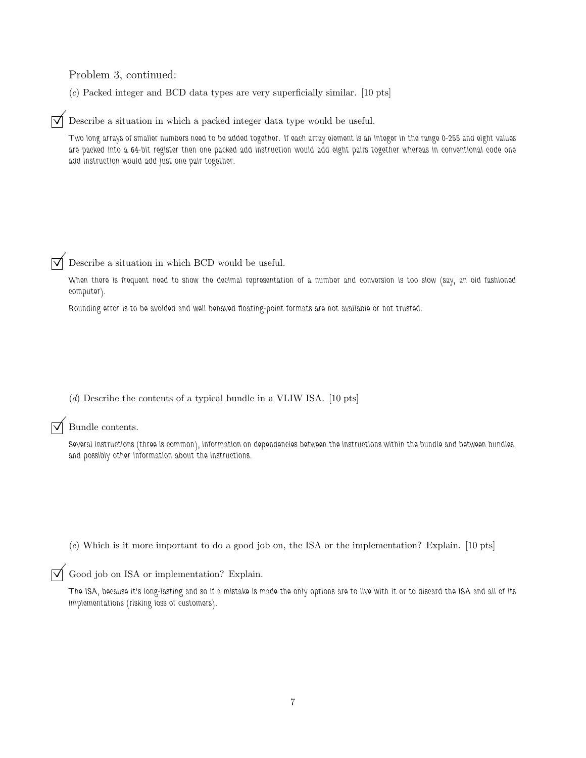Problem 3, continued:

(*c*) Packed integer and BCD data types are very superficially similar. [10 pts]

☑ Describe a situation in which a packed integer data type would be useful.

Two long arrays of smaller numbers need to be added together. If each array element is an integer in the range 0-255 and eight values are packed into a 64-bit register then one packed add instruction would add eight pairs together whereas in conventional code one add instruction would add just one pair together.

☑ Describe a situation in which BCD would be useful.

When there is frequent need to show the decimal representation of a number and conversion is too slow (say, an old fashioned computer).

Rounding error is to be avoided and well behaved floating-point formats are not available or not trusted.

(*d*) Describe the contents of a typical bundle in a VLIW ISA. [10 pts]

☑ Bundle contents.

Several instructions (three is common), information on dependencies between the instructions within the bundle and between bundles, and possibly other information about the instructions.

(*e*) Which is it more important to do a good job on, the ISA or the implementation? Explain. [10 pts]

☑ Good job on ISA or implementation? Explain.

The ISA, because it's long-lasting and so if a mistake is made the only options are to live with it or to discard the ISA and all of its implementations (risking loss of customers).